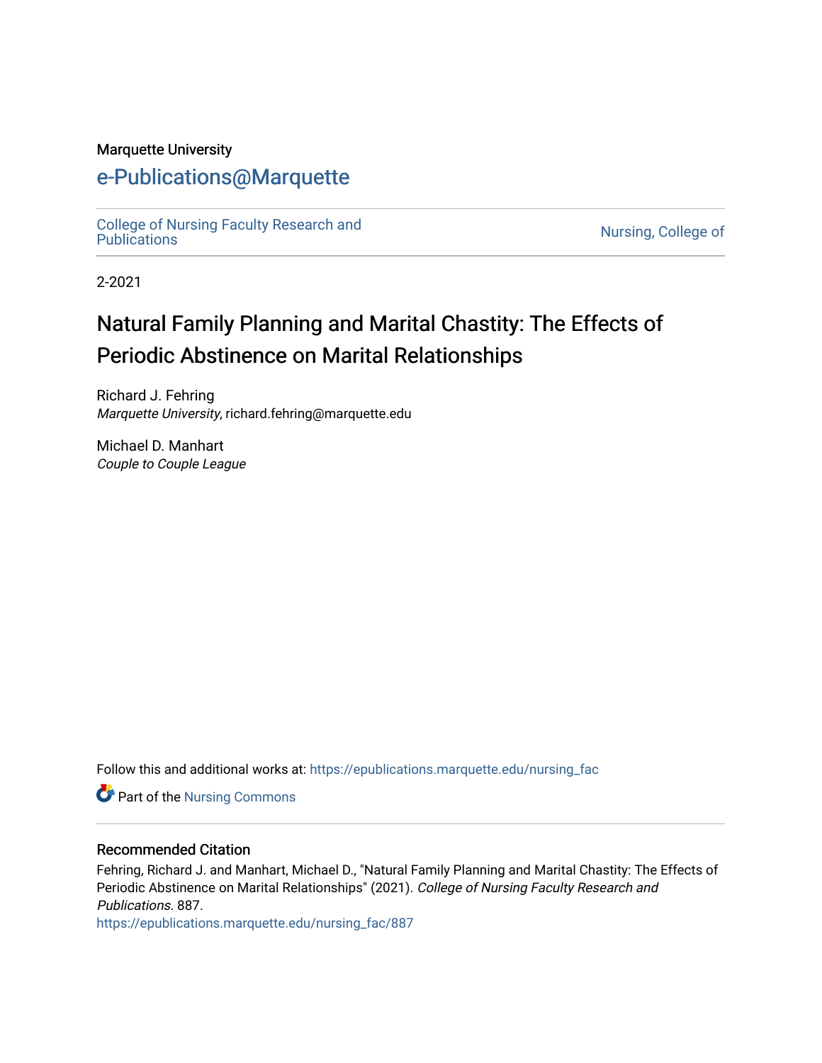Marquette University

# e-Publications@Marquette

College of Nursing Faculty Research and Publications | Nursing, College of

2-2021

# Natural Family Planning and Marital Chastity: The Effects of Periodic Abstinence on Marital Relationships

Richard J. Fehring
*Marquette University*, richard.fehring@marquette.edu

Michael D. Manhart
*Couple to Couple League*

Follow this and additional works at: https://epublications.marquette.edu/nursing_fac

Part of the Nursing Commons

## Recommended Citation

Fehring, Richard J. and Manhart, Michael D., "Natural Family Planning and Marital Chastity: The Effects of Periodic Abstinence on Marital Relationships" (2021). *College of Nursing Faculty Research and Publications*. 887.
https://epublications.marquette.edu/nursing_fac/887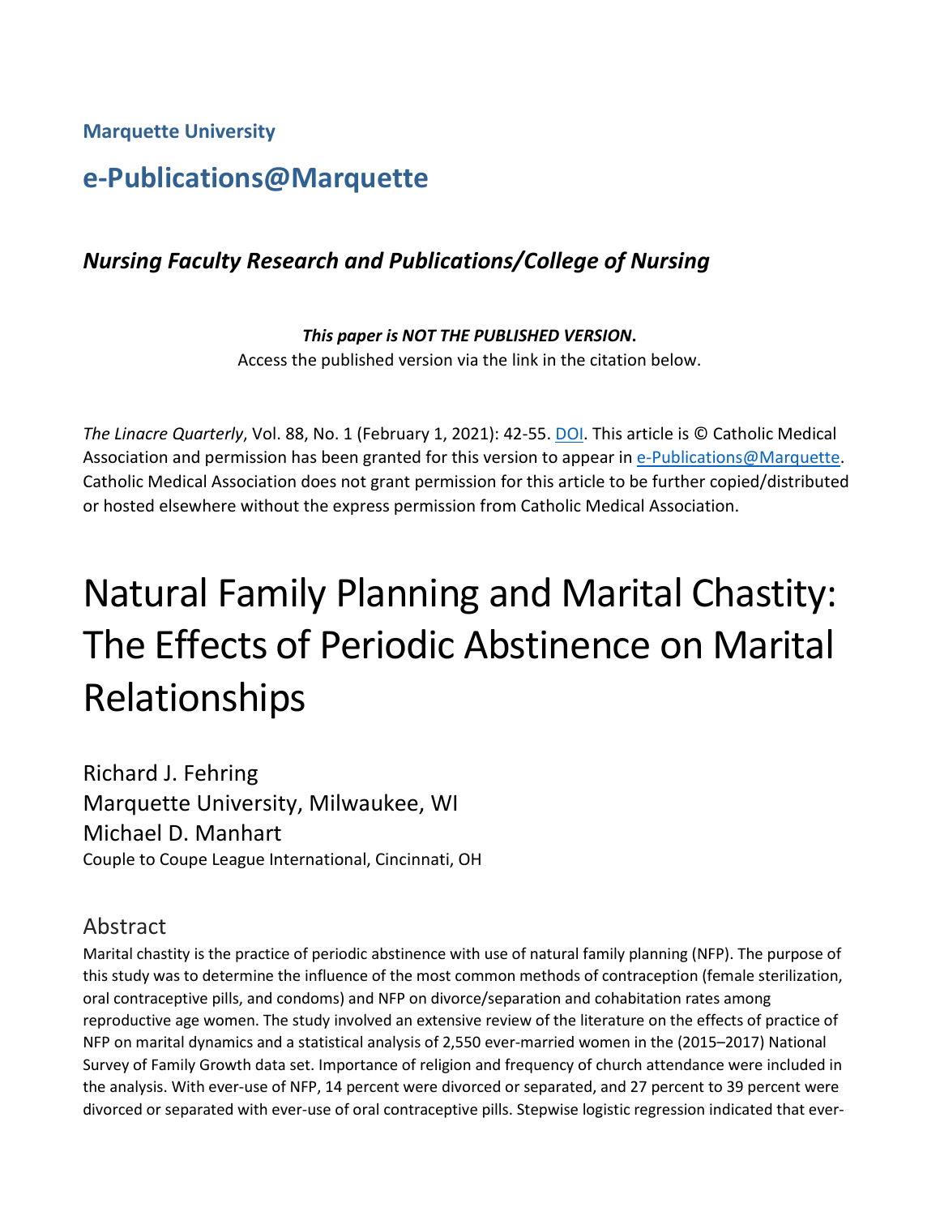Marquette University

# e-Publications@Marquette

*Nursing Faculty Research and Publications/College of Nursing*

***This paper is NOT THE PUBLISHED VERSION*.**
Access the published version via the link in the citation below.

*The Linacre Quarterly*, Vol. 88, No. 1 (February 1, 2021): 42-55. DOI. This article is © Catholic Medical Association and permission has been granted for this version to appear in e-Publications@Marquette. Catholic Medical Association does not grant permission for this article to be further copied/distributed or hosted elsewhere without the express permission from Catholic Medical Association.

# Natural Family Planning and Marital Chastity: The Effects of Periodic Abstinence on Marital Relationships

Richard J. Fehring
Marquette University, Milwaukee, WI
Michael D. Manhart
Couple to Coupe League International, Cincinnati, OH

## Abstract

Marital chastity is the practice of periodic abstinence with use of natural family planning (NFP). The purpose of this study was to determine the influence of the most common methods of contraception (female sterilization, oral contraceptive pills, and condoms) and NFP on divorce/separation and cohabitation rates among reproductive age women. The study involved an extensive review of the literature on the effects of practice of NFP on marital dynamics and a statistical analysis of 2,550 ever-married women in the (2015–2017) National Survey of Family Growth data set. Importance of religion and frequency of church attendance were included in the analysis. With ever-use of NFP, 14 percent were divorced or separated, and 27 percent to 39 percent were divorced or separated with ever-use of oral contraceptive pills. Stepwise logistic regression indicated that ever-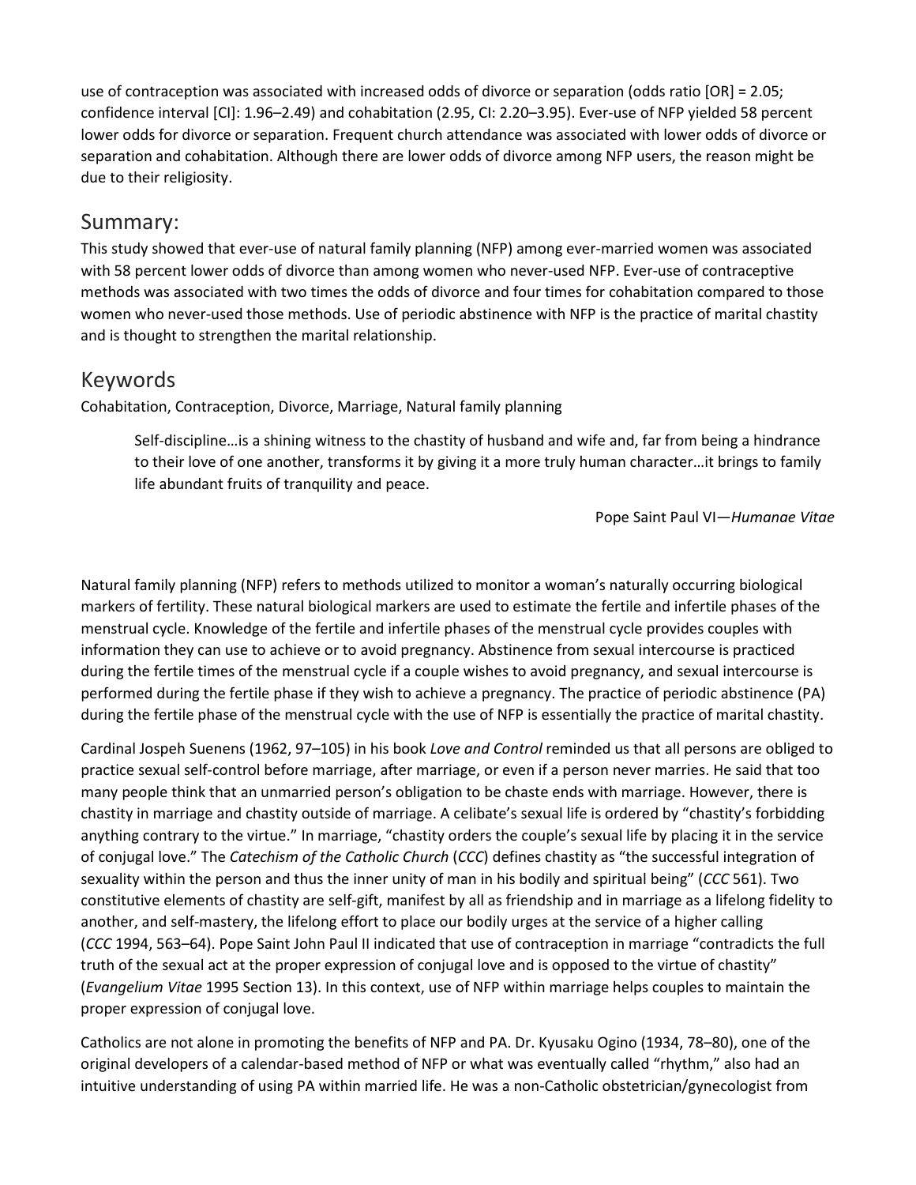use of contraception was associated with increased odds of divorce or separation (odds ratio [OR] = 2.05; confidence interval [CI]: 1.96–2.49) and cohabitation (2.95, CI: 2.20–3.95). Ever-use of NFP yielded 58 percent lower odds for divorce or separation. Frequent church attendance was associated with lower odds of divorce or separation and cohabitation. Although there are lower odds of divorce among NFP users, the reason might be due to their religiosity.

## Summary:

This study showed that ever-use of natural family planning (NFP) among ever-married women was associated with 58 percent lower odds of divorce than among women who never-used NFP. Ever-use of contraceptive methods was associated with two times the odds of divorce and four times for cohabitation compared to those women who never-used those methods. Use of periodic abstinence with NFP is the practice of marital chastity and is thought to strengthen the marital relationship.

## Keywords

Cohabitation, Contraception, Divorce, Marriage, Natural family planning

> Self-discipline…is a shining witness to the chastity of husband and wife and, far from being a hindrance to their love of one another, transforms it by giving it a more truly human character…it brings to family life abundant fruits of tranquility and peace.
>
> Pope Saint Paul VI—*Humanae Vitae*

Natural family planning (NFP) refers to methods utilized to monitor a woman's naturally occurring biological markers of fertility. These natural biological markers are used to estimate the fertile and infertile phases of the menstrual cycle. Knowledge of the fertile and infertile phases of the menstrual cycle provides couples with information they can use to achieve or to avoid pregnancy. Abstinence from sexual intercourse is practiced during the fertile times of the menstrual cycle if a couple wishes to avoid pregnancy, and sexual intercourse is performed during the fertile phase if they wish to achieve a pregnancy. The practice of periodic abstinence (PA) during the fertile phase of the menstrual cycle with the use of NFP is essentially the practice of marital chastity.

Cardinal Jospeh Suenens (1962, 97–105) in his book *Love and Control* reminded us that all persons are obliged to practice sexual self-control before marriage, after marriage, or even if a person never marries. He said that too many people think that an unmarried person's obligation to be chaste ends with marriage. However, there is chastity in marriage and chastity outside of marriage. A celibate's sexual life is ordered by "chastity's forbidding anything contrary to the virtue." In marriage, "chastity orders the couple's sexual life by placing it in the service of conjugal love." The *Catechism of the Catholic Church* (*CCC*) defines chastity as "the successful integration of sexuality within the person and thus the inner unity of man in his bodily and spiritual being" (*CCC* 561). Two constitutive elements of chastity are self-gift, manifest by all as friendship and in marriage as a lifelong fidelity to another, and self-mastery, the lifelong effort to place our bodily urges at the service of a higher calling (*CCC* 1994, 563–64). Pope Saint John Paul II indicated that use of contraception in marriage "contradicts the full truth of the sexual act at the proper expression of conjugal love and is opposed to the virtue of chastity" (*Evangelium Vitae* 1995 Section 13). In this context, use of NFP within marriage helps couples to maintain the proper expression of conjugal love.

Catholics are not alone in promoting the benefits of NFP and PA. Dr. Kyusaku Ogino (1934, 78–80), one of the original developers of a calendar-based method of NFP or what was eventually called "rhythm," also had an intuitive understanding of using PA within married life. He was a non-Catholic obstetrician/gynecologist from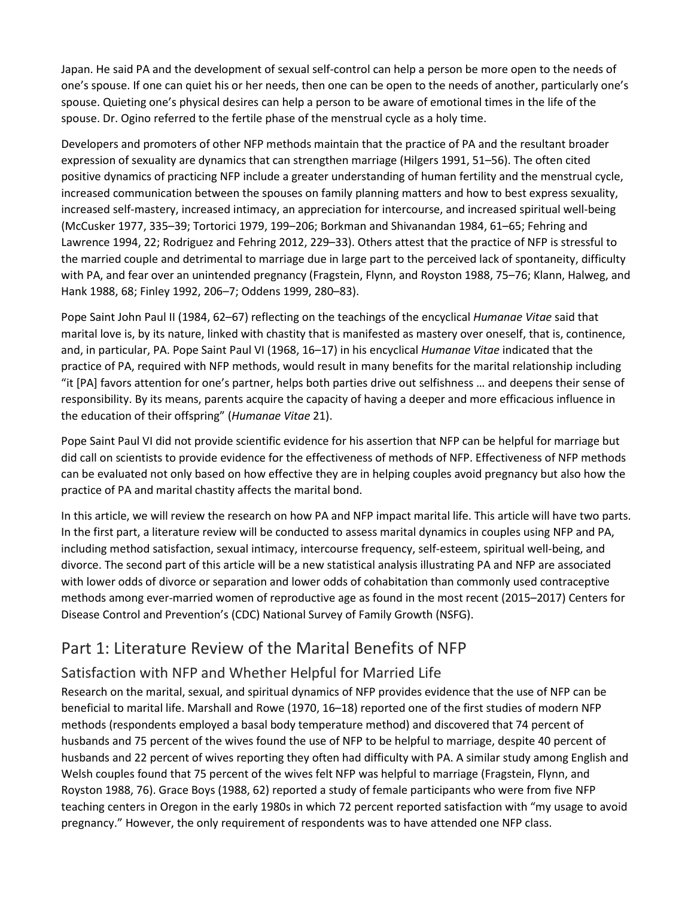Japan. He said PA and the development of sexual self-control can help a person be more open to the needs of one's spouse. If one can quiet his or her needs, then one can be open to the needs of another, particularly one's spouse. Quieting one's physical desires can help a person to be aware of emotional times in the life of the spouse. Dr. Ogino referred to the fertile phase of the menstrual cycle as a holy time.

Developers and promoters of other NFP methods maintain that the practice of PA and the resultant broader expression of sexuality are dynamics that can strengthen marriage (Hilgers 1991, 51–56). The often cited positive dynamics of practicing NFP include a greater understanding of human fertility and the menstrual cycle, increased communication between the spouses on family planning matters and how to best express sexuality, increased self-mastery, increased intimacy, an appreciation for intercourse, and increased spiritual well-being (McCusker 1977, 335–39; Tortorici 1979, 199–206; Borkman and Shivanandan 1984, 61–65; Fehring and Lawrence 1994, 22; Rodriguez and Fehring 2012, 229–33). Others attest that the practice of NFP is stressful to the married couple and detrimental to marriage due in large part to the perceived lack of spontaneity, difficulty with PA, and fear over an unintended pregnancy (Fragstein, Flynn, and Royston 1988, 75–76; Klann, Halweg, and Hank 1988, 68; Finley 1992, 206–7; Oddens 1999, 280–83).

Pope Saint John Paul II (1984, 62–67) reflecting on the teachings of the encyclical *Humanae Vitae* said that marital love is, by its nature, linked with chastity that is manifested as mastery over oneself, that is, continence, and, in particular, PA. Pope Saint Paul VI (1968, 16–17) in his encyclical *Humanae Vitae* indicated that the practice of PA, required with NFP methods, would result in many benefits for the marital relationship including "it [PA] favors attention for one's partner, helps both parties drive out selfishness … and deepens their sense of responsibility. By its means, parents acquire the capacity of having a deeper and more efficacious influence in the education of their offspring" (*Humanae Vitae* 21).

Pope Saint Paul VI did not provide scientific evidence for his assertion that NFP can be helpful for marriage but did call on scientists to provide evidence for the effectiveness of methods of NFP. Effectiveness of NFP methods can be evaluated not only based on how effective they are in helping couples avoid pregnancy but also how the practice of PA and marital chastity affects the marital bond.

In this article, we will review the research on how PA and NFP impact marital life. This article will have two parts. In the first part, a literature review will be conducted to assess marital dynamics in couples using NFP and PA, including method satisfaction, sexual intimacy, intercourse frequency, self-esteem, spiritual well-being, and divorce. The second part of this article will be a new statistical analysis illustrating PA and NFP are associated with lower odds of divorce or separation and lower odds of cohabitation than commonly used contraceptive methods among ever-married women of reproductive age as found in the most recent (2015–2017) Centers for Disease Control and Prevention's (CDC) National Survey of Family Growth (NSFG).

## Part 1: Literature Review of the Marital Benefits of NFP

### Satisfaction with NFP and Whether Helpful for Married Life

Research on the marital, sexual, and spiritual dynamics of NFP provides evidence that the use of NFP can be beneficial to marital life. Marshall and Rowe (1970, 16–18) reported one of the first studies of modern NFP methods (respondents employed a basal body temperature method) and discovered that 74 percent of husbands and 75 percent of the wives found the use of NFP to be helpful to marriage, despite 40 percent of husbands and 22 percent of wives reporting they often had difficulty with PA. A similar study among English and Welsh couples found that 75 percent of the wives felt NFP was helpful to marriage (Fragstein, Flynn, and Royston 1988, 76). Grace Boys (1988, 62) reported a study of female participants who were from five NFP teaching centers in Oregon in the early 1980s in which 72 percent reported satisfaction with "my usage to avoid pregnancy." However, the only requirement of respondents was to have attended one NFP class.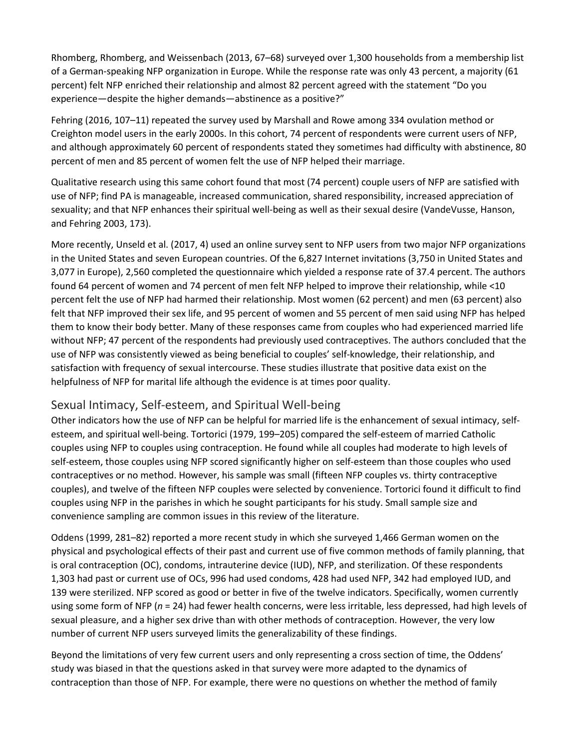Rhomberg, Rhomberg, and Weissenbach (2013, 67–68) surveyed over 1,300 households from a membership list of a German-speaking NFP organization in Europe. While the response rate was only 43 percent, a majority (61 percent) felt NFP enriched their relationship and almost 82 percent agreed with the statement "Do you experience—despite the higher demands—abstinence as a positive?"

Fehring (2016, 107–11) repeated the survey used by Marshall and Rowe among 334 ovulation method or Creighton model users in the early 2000s. In this cohort, 74 percent of respondents were current users of NFP, and although approximately 60 percent of respondents stated they sometimes had difficulty with abstinence, 80 percent of men and 85 percent of women felt the use of NFP helped their marriage.

Qualitative research using this same cohort found that most (74 percent) couple users of NFP are satisfied with use of NFP; find PA is manageable, increased communication, shared responsibility, increased appreciation of sexuality; and that NFP enhances their spiritual well-being as well as their sexual desire (VandeVusse, Hanson, and Fehring 2003, 173).

More recently, Unseld et al. (2017, 4) used an online survey sent to NFP users from two major NFP organizations in the United States and seven European countries. Of the 6,827 Internet invitations (3,750 in United States and 3,077 in Europe), 2,560 completed the questionnaire which yielded a response rate of 37.4 percent. The authors found 64 percent of women and 74 percent of men felt NFP helped to improve their relationship, while <10 percent felt the use of NFP had harmed their relationship. Most women (62 percent) and men (63 percent) also felt that NFP improved their sex life, and 95 percent of women and 55 percent of men said using NFP has helped them to know their body better. Many of these responses came from couples who had experienced married life without NFP; 47 percent of the respondents had previously used contraceptives. The authors concluded that the use of NFP was consistently viewed as being beneficial to couples' self-knowledge, their relationship, and satisfaction with frequency of sexual intercourse. These studies illustrate that positive data exist on the helpfulness of NFP for marital life although the evidence is at times poor quality.

## Sexual Intimacy, Self-esteem, and Spiritual Well-being

Other indicators how the use of NFP can be helpful for married life is the enhancement of sexual intimacy, self-esteem, and spiritual well-being. Tortorici (1979, 199–205) compared the self-esteem of married Catholic couples using NFP to couples using contraception. He found while all couples had moderate to high levels of self-esteem, those couples using NFP scored significantly higher on self-esteem than those couples who used contraceptives or no method. However, his sample was small (fifteen NFP couples vs. thirty contraceptive couples), and twelve of the fifteen NFP couples were selected by convenience. Tortorici found it difficult to find couples using NFP in the parishes in which he sought participants for his study. Small sample size and convenience sampling are common issues in this review of the literature.

Oddens (1999, 281–82) reported a more recent study in which she surveyed 1,466 German women on the physical and psychological effects of their past and current use of five common methods of family planning, that is oral contraception (OC), condoms, intrauterine device (IUD), NFP, and sterilization. Of these respondents 1,303 had past or current use of OCs, 996 had used condoms, 428 had used NFP, 342 had employed IUD, and 139 were sterilized. NFP scored as good or better in five of the twelve indicators. Specifically, women currently using some form of NFP ($n$ = 24) had fewer health concerns, were less irritable, less depressed, had high levels of sexual pleasure, and a higher sex drive than with other methods of contraception. However, the very low number of current NFP users surveyed limits the generalizability of these findings.

Beyond the limitations of very few current users and only representing a cross section of time, the Oddens' study was biased in that the questions asked in that survey were more adapted to the dynamics of contraception than those of NFP. For example, there were no questions on whether the method of family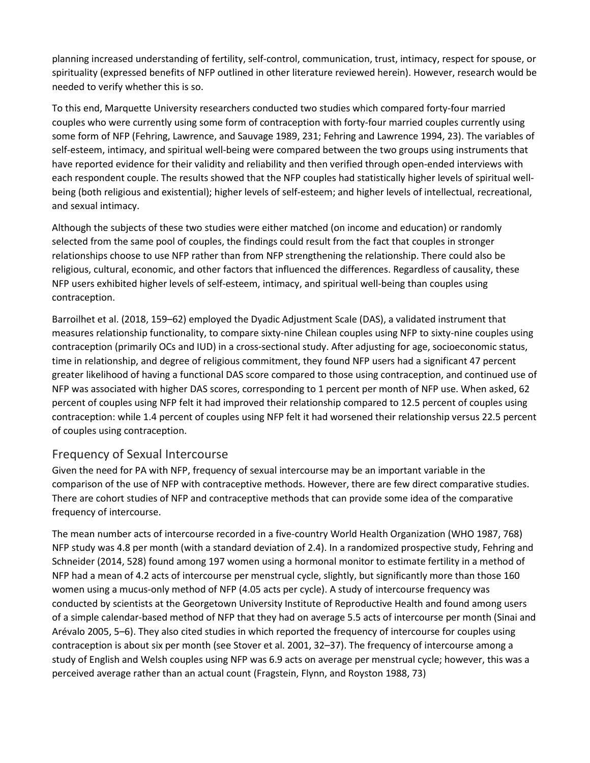planning increased understanding of fertility, self-control, communication, trust, intimacy, respect for spouse, or spirituality (expressed benefits of NFP outlined in other literature reviewed herein). However, research would be needed to verify whether this is so.

To this end, Marquette University researchers conducted two studies which compared forty-four married couples who were currently using some form of contraception with forty-four married couples currently using some form of NFP (Fehring, Lawrence, and Sauvage 1989, 231; Fehring and Lawrence 1994, 23). The variables of self-esteem, intimacy, and spiritual well-being were compared between the two groups using instruments that have reported evidence for their validity and reliability and then verified through open-ended interviews with each respondent couple. The results showed that the NFP couples had statistically higher levels of spiritual well-being (both religious and existential); higher levels of self-esteem; and higher levels of intellectual, recreational, and sexual intimacy.

Although the subjects of these two studies were either matched (on income and education) or randomly selected from the same pool of couples, the findings could result from the fact that couples in stronger relationships choose to use NFP rather than from NFP strengthening the relationship. There could also be religious, cultural, economic, and other factors that influenced the differences. Regardless of causality, these NFP users exhibited higher levels of self-esteem, intimacy, and spiritual well-being than couples using contraception.

Barroilhet et al. (2018, 159–62) employed the Dyadic Adjustment Scale (DAS), a validated instrument that measures relationship functionality, to compare sixty-nine Chilean couples using NFP to sixty-nine couples using contraception (primarily OCs and IUD) in a cross-sectional study. After adjusting for age, socioeconomic status, time in relationship, and degree of religious commitment, they found NFP users had a significant 47 percent greater likelihood of having a functional DAS score compared to those using contraception, and continued use of NFP was associated with higher DAS scores, corresponding to 1 percent per month of NFP use. When asked, 62 percent of couples using NFP felt it had improved their relationship compared to 12.5 percent of couples using contraception: while 1.4 percent of couples using NFP felt it had worsened their relationship versus 22.5 percent of couples using contraception.

## Frequency of Sexual Intercourse

Given the need for PA with NFP, frequency of sexual intercourse may be an important variable in the comparison of the use of NFP with contraceptive methods. However, there are few direct comparative studies. There are cohort studies of NFP and contraceptive methods that can provide some idea of the comparative frequency of intercourse.

The mean number acts of intercourse recorded in a five-country World Health Organization (WHO 1987, 768) NFP study was 4.8 per month (with a standard deviation of 2.4). In a randomized prospective study, Fehring and Schneider (2014, 528) found among 197 women using a hormonal monitor to estimate fertility in a method of NFP had a mean of 4.2 acts of intercourse per menstrual cycle, slightly, but significantly more than those 160 women using a mucus-only method of NFP (4.05 acts per cycle). A study of intercourse frequency was conducted by scientists at the Georgetown University Institute of Reproductive Health and found among users of a simple calendar-based method of NFP that they had on average 5.5 acts of intercourse per month (Sinai and Arévalo 2005, 5–6). They also cited studies in which reported the frequency of intercourse for couples using contraception is about six per month (see Stover et al. 2001, 32–37). The frequency of intercourse among a study of English and Welsh couples using NFP was 6.9 acts on average per menstrual cycle; however, this was a perceived average rather than an actual count (Fragstein, Flynn, and Royston 1988, 73)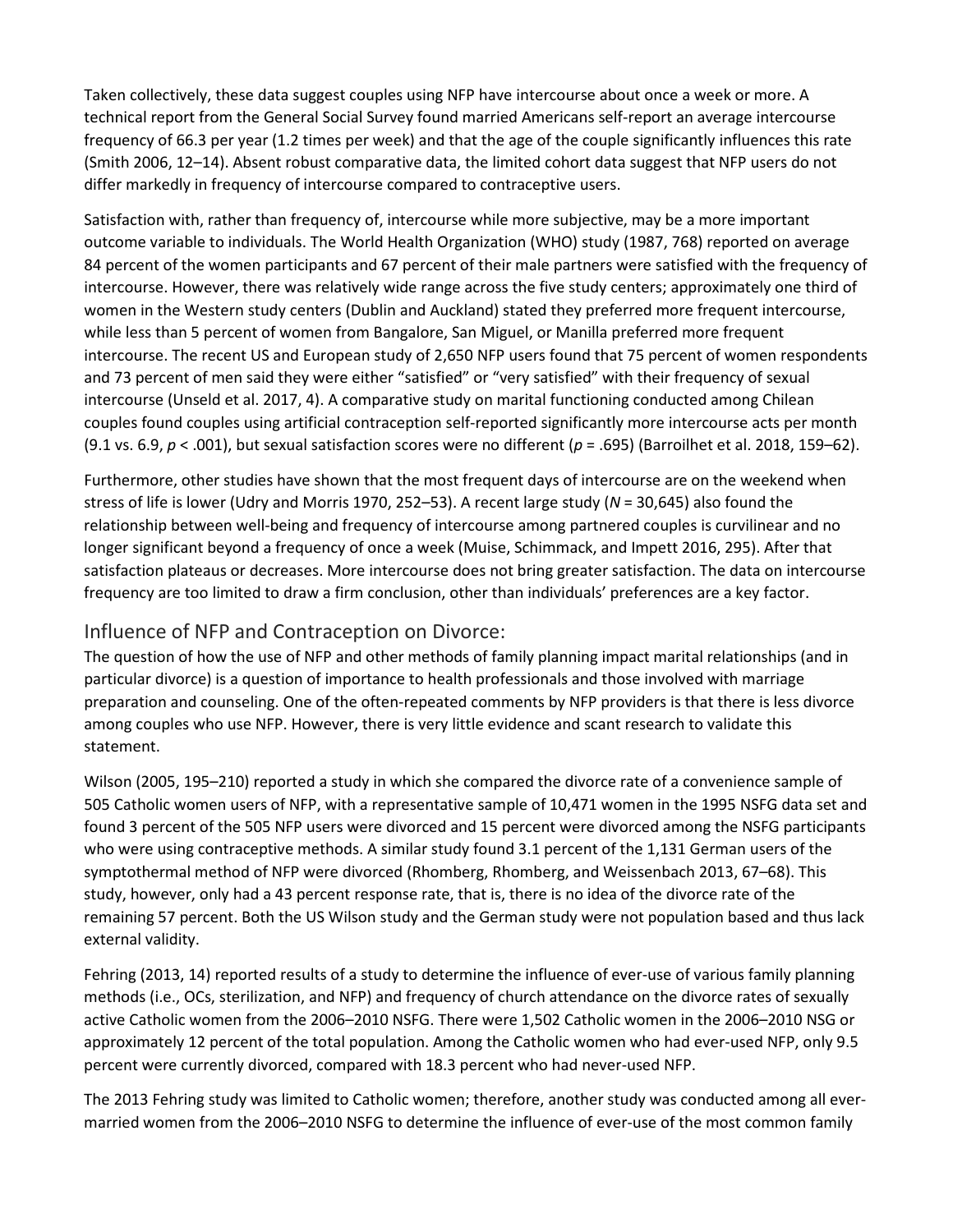Taken collectively, these data suggest couples using NFP have intercourse about once a week or more. A technical report from the General Social Survey found married Americans self-report an average intercourse frequency of 66.3 per year (1.2 times per week) and that the age of the couple significantly influences this rate (Smith 2006, 12–14). Absent robust comparative data, the limited cohort data suggest that NFP users do not differ markedly in frequency of intercourse compared to contraceptive users.

Satisfaction with, rather than frequency of, intercourse while more subjective, may be a more important outcome variable to individuals. The World Health Organization (WHO) study (1987, 768) reported on average 84 percent of the women participants and 67 percent of their male partners were satisfied with the frequency of intercourse. However, there was relatively wide range across the five study centers; approximately one third of women in the Western study centers (Dublin and Auckland) stated they preferred more frequent intercourse, while less than 5 percent of women from Bangalore, San Miguel, or Manilla preferred more frequent intercourse. The recent US and European study of 2,650 NFP users found that 75 percent of women respondents and 73 percent of men said they were either "satisfied" or "very satisfied" with their frequency of sexual intercourse (Unseld et al. 2017, 4). A comparative study on marital functioning conducted among Chilean couples found couples using artificial contraception self-reported significantly more intercourse acts per month (9.1 vs. 6.9, $p < .001$), but sexual satisfaction scores were no different ($p = .695$) (Barroilhet et al. 2018, 159–62).

Furthermore, other studies have shown that the most frequent days of intercourse are on the weekend when stress of life is lower (Udry and Morris 1970, 252–53). A recent large study ($N = 30{,}645$) also found the relationship between well-being and frequency of intercourse among partnered couples is curvilinear and no longer significant beyond a frequency of once a week (Muise, Schimmack, and Impett 2016, 295). After that satisfaction plateaus or decreases. More intercourse does not bring greater satisfaction. The data on intercourse frequency are too limited to draw a firm conclusion, other than individuals' preferences are a key factor.

## Influence of NFP and Contraception on Divorce:

The question of how the use of NFP and other methods of family planning impact marital relationships (and in particular divorce) is a question of importance to health professionals and those involved with marriage preparation and counseling. One of the often-repeated comments by NFP providers is that there is less divorce among couples who use NFP. However, there is very little evidence and scant research to validate this statement.

Wilson (2005, 195–210) reported a study in which she compared the divorce rate of a convenience sample of 505 Catholic women users of NFP, with a representative sample of 10,471 women in the 1995 NSFG data set and found 3 percent of the 505 NFP users were divorced and 15 percent were divorced among the NSFG participants who were using contraceptive methods. A similar study found 3.1 percent of the 1,131 German users of the symptothermal method of NFP were divorced (Rhomberg, Rhomberg, and Weissenbach 2013, 67–68). This study, however, only had a 43 percent response rate, that is, there is no idea of the divorce rate of the remaining 57 percent. Both the US Wilson study and the German study were not population based and thus lack external validity.

Fehring (2013, 14) reported results of a study to determine the influence of ever-use of various family planning methods (i.e., OCs, sterilization, and NFP) and frequency of church attendance on the divorce rates of sexually active Catholic women from the 2006–2010 NSFG. There were 1,502 Catholic women in the 2006–2010 NSG or approximately 12 percent of the total population. Among the Catholic women who had ever-used NFP, only 9.5 percent were currently divorced, compared with 18.3 percent who had never-used NFP.

The 2013 Fehring study was limited to Catholic women; therefore, another study was conducted among all ever-married women from the 2006–2010 NSFG to determine the influence of ever-use of the most common family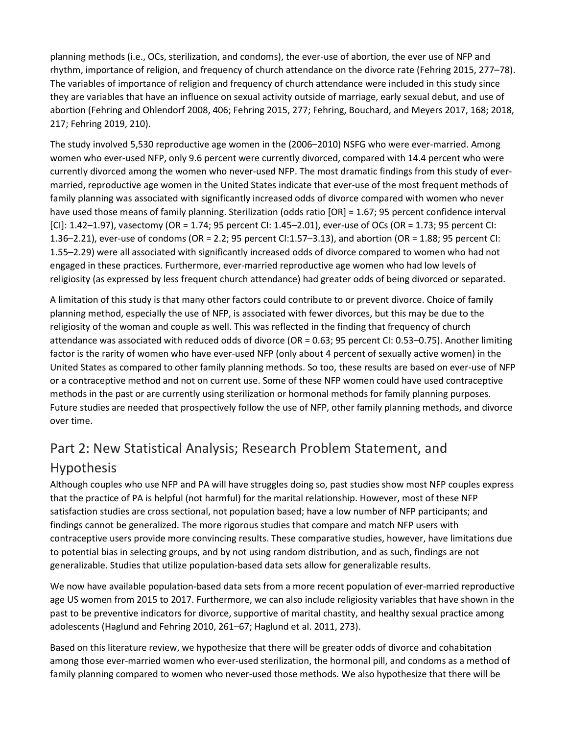planning methods (i.e., OCs, sterilization, and condoms), the ever-use of abortion, the ever use of NFP and rhythm, importance of religion, and frequency of church attendance on the divorce rate (Fehring 2015, 277–78). The variables of importance of religion and frequency of church attendance were included in this study since they are variables that have an influence on sexual activity outside of marriage, early sexual debut, and use of abortion (Fehring and Ohlendorf 2008, 406; Fehring 2015, 277; Fehring, Bouchard, and Meyers 2017, 168; 2018, 217; Fehring 2019, 210).

The study involved 5,530 reproductive age women in the (2006–2010) NSFG who were ever-married. Among women who ever-used NFP, only 9.6 percent were currently divorced, compared with 14.4 percent who were currently divorced among the women who never-used NFP. The most dramatic findings from this study of ever-married, reproductive age women in the United States indicate that ever-use of the most frequent methods of family planning was associated with significantly increased odds of divorce compared with women who never have used those means of family planning. Sterilization (odds ratio [OR] = 1.67; 95 percent confidence interval [CI]: 1.42–1.97), vasectomy (OR = 1.74; 95 percent CI: 1.45–2.01), ever-use of OCs (OR = 1.73; 95 percent CI: 1.36–2.21), ever-use of condoms (OR = 2.2; 95 percent CI:1.57–3.13), and abortion (OR = 1.88; 95 percent CI: 1.55–2.29) were all associated with significantly increased odds of divorce compared to women who had not engaged in these practices. Furthermore, ever-married reproductive age women who had low levels of religiosity (as expressed by less frequent church attendance) had greater odds of being divorced or separated.

A limitation of this study is that many other factors could contribute to or prevent divorce. Choice of family planning method, especially the use of NFP, is associated with fewer divorces, but this may be due to the religiosity of the woman and couple as well. This was reflected in the finding that frequency of church attendance was associated with reduced odds of divorce (OR = 0.63; 95 percent CI: 0.53–0.75). Another limiting factor is the rarity of women who have ever-used NFP (only about 4 percent of sexually active women) in the United States as compared to other family planning methods. So too, these results are based on ever-use of NFP or a contraceptive method and not on current use. Some of these NFP women could have used contraceptive methods in the past or are currently using sterilization or hormonal methods for family planning purposes. Future studies are needed that prospectively follow the use of NFP, other family planning methods, and divorce over time.

## Part 2: New Statistical Analysis; Research Problem Statement, and Hypothesis

Although couples who use NFP and PA will have struggles doing so, past studies show most NFP couples express that the practice of PA is helpful (not harmful) for the marital relationship. However, most of these NFP satisfaction studies are cross sectional, not population based; have a low number of NFP participants; and findings cannot be generalized. The more rigorous studies that compare and match NFP users with contraceptive users provide more convincing results. These comparative studies, however, have limitations due to potential bias in selecting groups, and by not using random distribution, and as such, findings are not generalizable. Studies that utilize population-based data sets allow for generalizable results.

We now have available population-based data sets from a more recent population of ever-married reproductive age US women from 2015 to 2017. Furthermore, we can also include religiosity variables that have shown in the past to be preventive indicators for divorce, supportive of marital chastity, and healthy sexual practice among adolescents (Haglund and Fehring 2010, 261–67; Haglund et al. 2011, 273).

Based on this literature review, we hypothesize that there will be greater odds of divorce and cohabitation among those ever-married women who ever-used sterilization, the hormonal pill, and condoms as a method of family planning compared to women who never-used those methods. We also hypothesize that there will be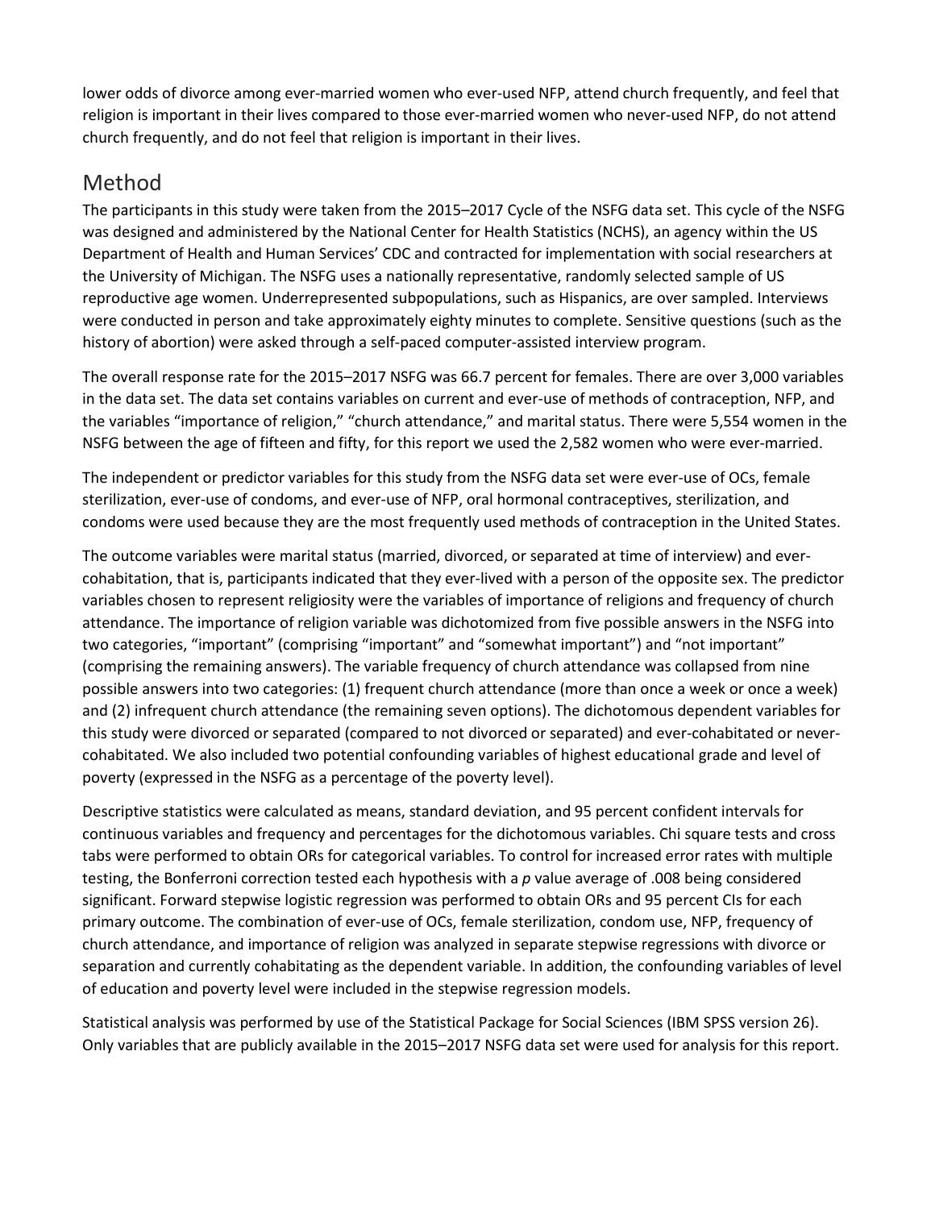lower odds of divorce among ever-married women who ever-used NFP, attend church frequently, and feel that religion is important in their lives compared to those ever-married women who never-used NFP, do not attend church frequently, and do not feel that religion is important in their lives.

## Method

The participants in this study were taken from the 2015–2017 Cycle of the NSFG data set. This cycle of the NSFG was designed and administered by the National Center for Health Statistics (NCHS), an agency within the US Department of Health and Human Services' CDC and contracted for implementation with social researchers at the University of Michigan. The NSFG uses a nationally representative, randomly selected sample of US reproductive age women. Underrepresented subpopulations, such as Hispanics, are over sampled. Interviews were conducted in person and take approximately eighty minutes to complete. Sensitive questions (such as the history of abortion) were asked through a self-paced computer-assisted interview program.

The overall response rate for the 2015–2017 NSFG was 66.7 percent for females. There are over 3,000 variables in the data set. The data set contains variables on current and ever-use of methods of contraception, NFP, and the variables "importance of religion," "church attendance," and marital status. There were 5,554 women in the NSFG between the age of fifteen and fifty, for this report we used the 2,582 women who were ever-married.

The independent or predictor variables for this study from the NSFG data set were ever-use of OCs, female sterilization, ever-use of condoms, and ever-use of NFP, oral hormonal contraceptives, sterilization, and condoms were used because they are the most frequently used methods of contraception in the United States.

The outcome variables were marital status (married, divorced, or separated at time of interview) and ever-cohabitation, that is, participants indicated that they ever-lived with a person of the opposite sex. The predictor variables chosen to represent religiosity were the variables of importance of religions and frequency of church attendance. The importance of religion variable was dichotomized from five possible answers in the NSFG into two categories, "important" (comprising "important" and "somewhat important") and "not important" (comprising the remaining answers). The variable frequency of church attendance was collapsed from nine possible answers into two categories: (1) frequent church attendance (more than once a week or once a week) and (2) infrequent church attendance (the remaining seven options). The dichotomous dependent variables for this study were divorced or separated (compared to not divorced or separated) and ever-cohabitated or never-cohabitated. We also included two potential confounding variables of highest educational grade and level of poverty (expressed in the NSFG as a percentage of the poverty level).

Descriptive statistics were calculated as means, standard deviation, and 95 percent confident intervals for continuous variables and frequency and percentages for the dichotomous variables. Chi square tests and cross tabs were performed to obtain ORs for categorical variables. To control for increased error rates with multiple testing, the Bonferroni correction tested each hypothesis with a *p* value average of .008 being considered significant. Forward stepwise logistic regression was performed to obtain ORs and 95 percent CIs for each primary outcome. The combination of ever-use of OCs, female sterilization, condom use, NFP, frequency of church attendance, and importance of religion was analyzed in separate stepwise regressions with divorce or separation and currently cohabitating as the dependent variable. In addition, the confounding variables of level of education and poverty level were included in the stepwise regression models.

Statistical analysis was performed by use of the Statistical Package for Social Sciences (IBM SPSS version 26). Only variables that are publicly available in the 2015–2017 NSFG data set were used for analysis for this report.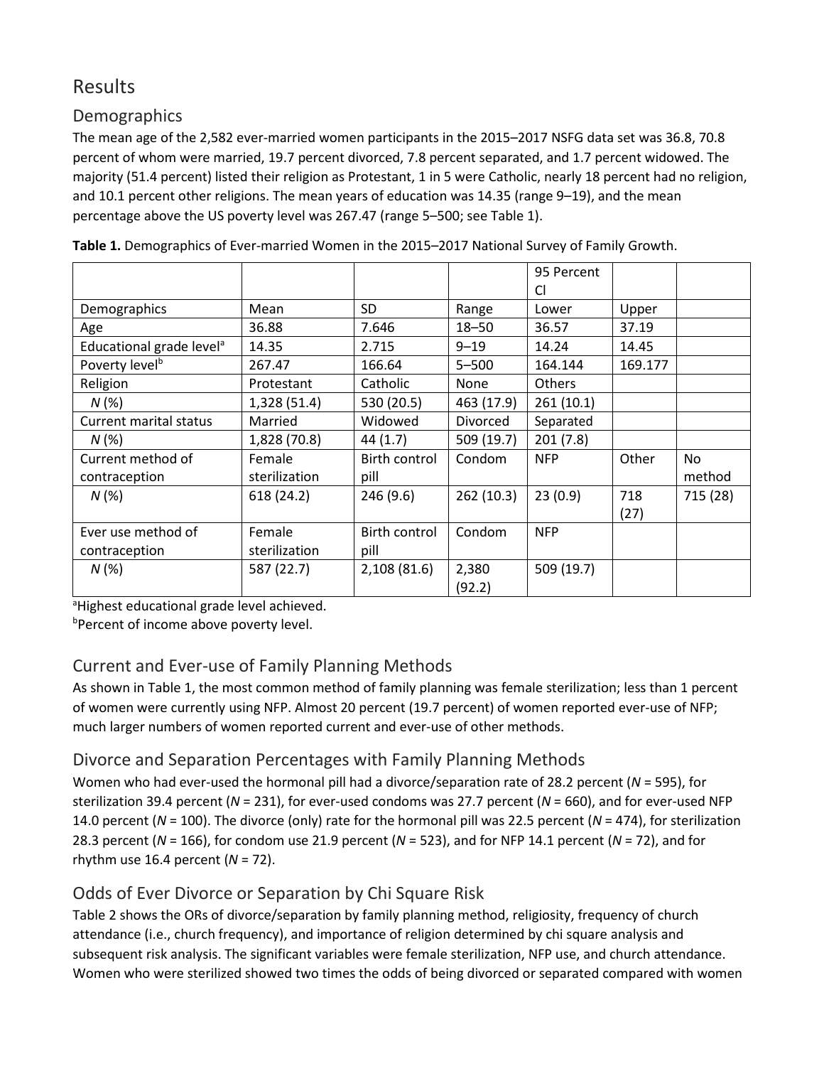# Results

## Demographics

The mean age of the 2,582 ever-married women participants in the 2015–2017 NSFG data set was 36.8, 70.8 percent of whom were married, 19.7 percent divorced, 7.8 percent separated, and 1.7 percent widowed. The majority (51.4 percent) listed their religion as Protestant, 1 in 5 were Catholic, nearly 18 percent had no religion, and 10.1 percent other religions. The mean years of education was 14.35 (range 9–19), and the mean percentage above the US poverty level was 267.47 (range 5–500; see Table 1).

**Table 1.** Demographics of Ever-married Women in the 2015–2017 National Survey of Family Growth.

| | | | | 95 Percent CI | | |
|---|---|---|---|---|---|---|
| Demographics | Mean | SD | Range | Lower | Upper | |
| Age | 36.88 | 7.646 | 18–50 | 36.57 | 37.19 | |
| Educational grade level[a] | 14.35 | 2.715 | 9–19 | 14.24 | 14.45 | |
| Poverty level[b] | 267.47 | 166.64 | 5–500 | 164.144 | 169.177 | |
| Religion | Protestant | Catholic | None | Others | | |
| *N* (%) | 1,328 (51.4) | 530 (20.5) | 463 (17.9) | 261 (10.1) | | |
| Current marital status | Married | Widowed | Divorced | Separated | | |
| *N* (%) | 1,828 (70.8) | 44 (1.7) | 509 (19.7) | 201 (7.8) | | |
| Current method of contraception | Female sterilization | Birth control pill | Condom | NFP | Other | No method |
| *N* (%) | 618 (24.2) | 246 (9.6) | 262 (10.3) | 23 (0.9) | 718 (27) | 715 (28) |
| Ever use method of contraception | Female sterilization | Birth control pill | Condom | NFP | | |
| *N* (%) | 587 (22.7) | 2,108 (81.6) | 2,380 (92.2) | 509 (19.7) | | |

[a]Highest educational grade level achieved.
[b]Percent of income above poverty level.

## Current and Ever-use of Family Planning Methods

As shown in Table 1, the most common method of family planning was female sterilization; less than 1 percent of women were currently using NFP. Almost 20 percent (19.7 percent) of women reported ever-use of NFP; much larger numbers of women reported current and ever-use of other methods.

## Divorce and Separation Percentages with Family Planning Methods

Women who had ever-used the hormonal pill had a divorce/separation rate of 28.2 percent (*N* = 595), for sterilization 39.4 percent (*N* = 231), for ever-used condoms was 27.7 percent (*N* = 660), and for ever-used NFP 14.0 percent (*N* = 100). The divorce (only) rate for the hormonal pill was 22.5 percent (*N* = 474), for sterilization 28.3 percent (*N* = 166), for condom use 21.9 percent (*N* = 523), and for NFP 14.1 percent (*N* = 72), and for rhythm use 16.4 percent (*N* = 72).

## Odds of Ever Divorce or Separation by Chi Square Risk

Table 2 shows the ORs of divorce/separation by family planning method, religiosity, frequency of church attendance (i.e., church frequency), and importance of religion determined by chi square analysis and subsequent risk analysis. The significant variables were female sterilization, NFP use, and church attendance. Women who were sterilized showed two times the odds of being divorced or separated compared with women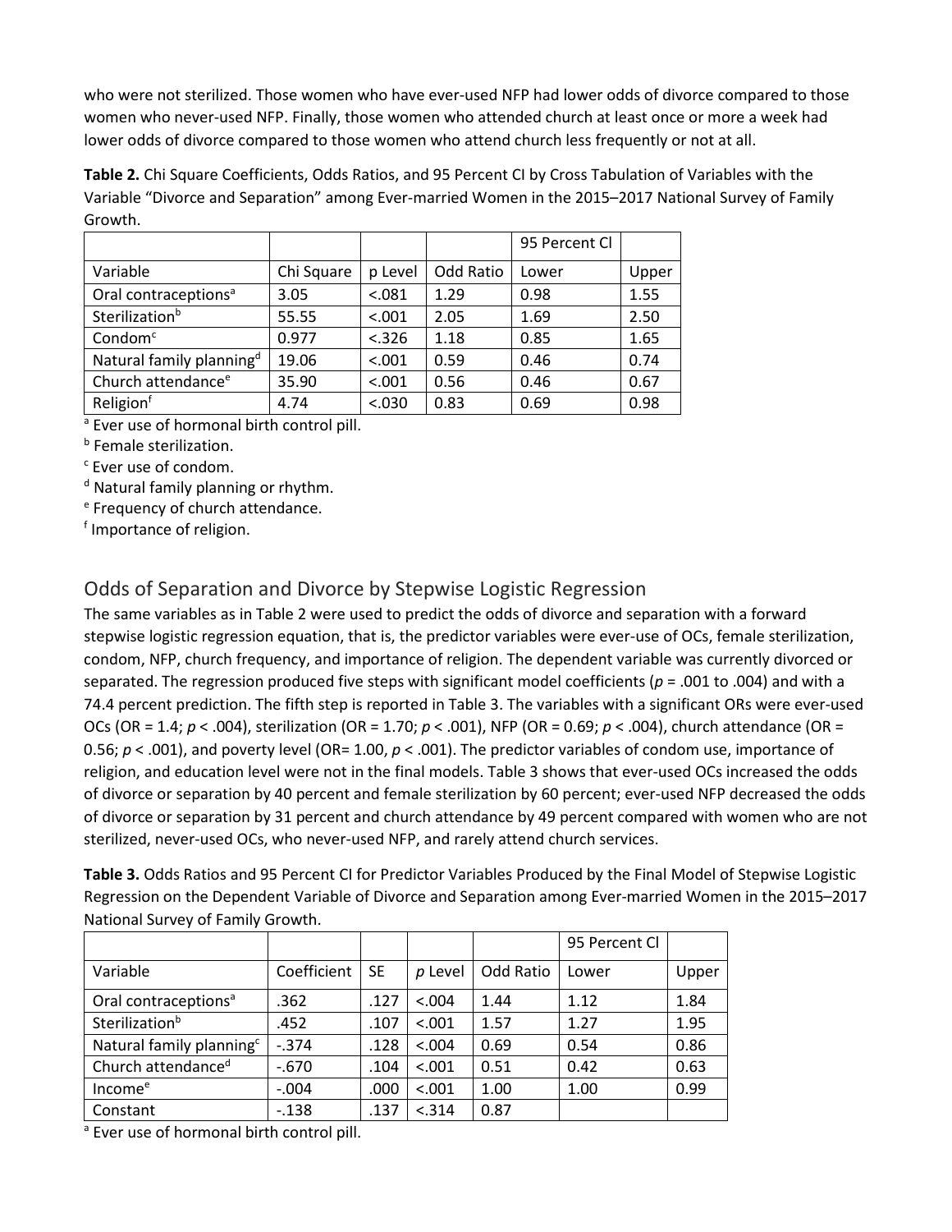who were not sterilized. Those women who have ever-used NFP had lower odds of divorce compared to those women who never-used NFP. Finally, those women who attended church at least once or more a week had lower odds of divorce compared to those women who attend church less frequently or not at all.

**Table 2.** Chi Square Coefficients, Odds Ratios, and 95 Percent CI by Cross Tabulation of Variables with the Variable "Divorce and Separation" among Ever-married Women in the 2015–2017 National Survey of Family Growth.

| | | | | 95 Percent CI | |
|---|---|---|---|---|---|
| Variable | Chi Square | p Level | Odd Ratio | Lower | Upper |
| Oral contraceptions[a] | 3.05 | <.081 | 1.29 | 0.98 | 1.55 |
| Sterilization[b] | 55.55 | <.001 | 2.05 | 1.69 | 2.50 |
| Condom[c] | 0.977 | <.326 | 1.18 | 0.85 | 1.65 |
| Natural family planning[d] | 19.06 | <.001 | 0.59 | 0.46 | 0.74 |
| Church attendance[e] | 35.90 | <.001 | 0.56 | 0.46 | 0.67 |
| Religion[f] | 4.74 | <.030 | 0.83 | 0.69 | 0.98 |

[a] Ever use of hormonal birth control pill.

[b] Female sterilization.

[c] Ever use of condom.

[d] Natural family planning or rhythm.

[e] Frequency of church attendance.

[f] Importance of religion.

## Odds of Separation and Divorce by Stepwise Logistic Regression

The same variables as in Table 2 were used to predict the odds of divorce and separation with a forward stepwise logistic regression equation, that is, the predictor variables were ever-use of OCs, female sterilization, condom, NFP, church frequency, and importance of religion. The dependent variable was currently divorced or separated. The regression produced five steps with significant model coefficients ($p$ = .001 to .004) and with a 74.4 percent prediction. The fifth step is reported in Table 3. The variables with a significant ORs were ever-used OCs (OR = 1.4; $p$ < .004), sterilization (OR = 1.70; $p$ < .001), NFP (OR = 0.69; $p$ < .004), church attendance (OR = 0.56; $p$ < .001), and poverty level (OR= 1.00, $p$ < .001). The predictor variables of condom use, importance of religion, and education level were not in the final models. Table 3 shows that ever-used OCs increased the odds of divorce or separation by 40 percent and female sterilization by 60 percent; ever-used NFP decreased the odds of divorce or separation by 31 percent and church attendance by 49 percent compared with women who are not sterilized, never-used OCs, who never-used NFP, and rarely attend church services.

**Table 3.** Odds Ratios and 95 Percent CI for Predictor Variables Produced by the Final Model of Stepwise Logistic Regression on the Dependent Variable of Divorce and Separation among Ever-married Women in the 2015–2017 National Survey of Family Growth.

| | | | | | 95 Percent CI | |
|---|---|---|---|---|---|---|
| Variable | Coefficient | SE | *p* Level | Odd Ratio | Lower | Upper |
| Oral contraceptions[a] | .362 | .127 | <.004 | 1.44 | 1.12 | 1.84 |
| Sterilization[b] | .452 | .107 | <.001 | 1.57 | 1.27 | 1.95 |
| Natural family planning[c] | -.374 | .128 | <.004 | 0.69 | 0.54 | 0.86 |
| Church attendance[d] | -.670 | .104 | <.001 | 0.51 | 0.42 | 0.63 |
| Income[e] | -.004 | .000 | <.001 | 1.00 | 1.00 | 0.99 |
| Constant | -.138 | .137 | <.314 | 0.87 | | |

[a] Ever use of hormonal birth control pill.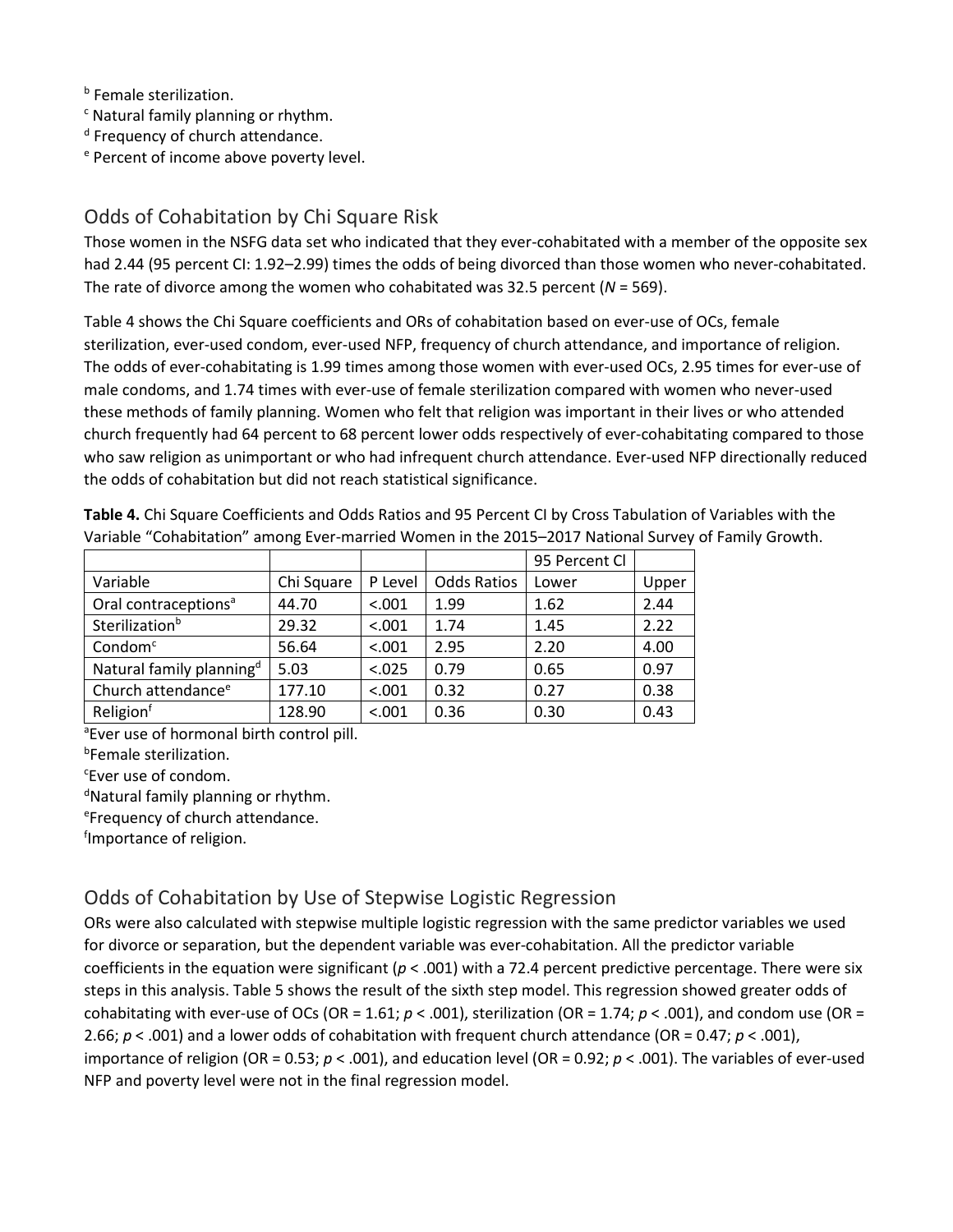[b] Female sterilization.
[c] Natural family planning or rhythm.
[d] Frequency of church attendance.
[e] Percent of income above poverty level.

## Odds of Cohabitation by Chi Square Risk

Those women in the NSFG data set who indicated that they ever-cohabitated with a member of the opposite sex had 2.44 (95 percent CI: 1.92–2.99) times the odds of being divorced than those women who never-cohabitated. The rate of divorce among the women who cohabitated was 32.5 percent (*N* = 569).

Table 4 shows the Chi Square coefficients and ORs of cohabitation based on ever-use of OCs, female sterilization, ever-used condom, ever-used NFP, frequency of church attendance, and importance of religion. The odds of ever-cohabitating is 1.99 times among those women with ever-used OCs, 2.95 times for ever-use of male condoms, and 1.74 times with ever-use of female sterilization compared with women who never-used these methods of family planning. Women who felt that religion was important in their lives or who attended church frequently had 64 percent to 68 percent lower odds respectively of ever-cohabitating compared to those who saw religion as unimportant or who had infrequent church attendance. Ever-used NFP directionally reduced the odds of cohabitation but did not reach statistical significance.

**Table 4.** Chi Square Coefficients and Odds Ratios and 95 Percent CI by Cross Tabulation of Variables with the Variable "Cohabitation" among Ever-married Women in the 2015–2017 National Survey of Family Growth.

| | | | | 95 Percent CI | |
|---|---|---|---|---|---|
| Variable | Chi Square | P Level | Odds Ratios | Lower | Upper |
| Oral contraceptions[a] | 44.70 | <.001 | 1.99 | 1.62 | 2.44 |
| Sterilization[b] | 29.32 | <.001 | 1.74 | 1.45 | 2.22 |
| Condom[c] | 56.64 | <.001 | 2.95 | 2.20 | 4.00 |
| Natural family planning[d] | 5.03 | <.025 | 0.79 | 0.65 | 0.97 |
| Church attendance[e] | 177.10 | <.001 | 0.32 | 0.27 | 0.38 |
| Religion[f] | 128.90 | <.001 | 0.36 | 0.30 | 0.43 |

[a]Ever use of hormonal birth control pill.
[b]Female sterilization.
[c]Ever use of condom.
[d]Natural family planning or rhythm.
[e]Frequency of church attendance.
[f]Importance of religion.

## Odds of Cohabitation by Use of Stepwise Logistic Regression

ORs were also calculated with stepwise multiple logistic regression with the same predictor variables we used for divorce or separation, but the dependent variable was ever-cohabitation. All the predictor variable coefficients in the equation were significant ($p < .001$) with a 72.4 percent predictive percentage. There were six steps in this analysis. Table 5 shows the result of the sixth step model. This regression showed greater odds of cohabitating with ever-use of OCs (OR = 1.61; $p < .001$), sterilization (OR = 1.74; $p < .001$), and condom use (OR = 2.66; $p < .001$) and a lower odds of cohabitation with frequent church attendance (OR = 0.47; $p < .001$), importance of religion (OR = 0.53; $p < .001$), and education level (OR = 0.92; $p < .001$). The variables of ever-used NFP and poverty level were not in the final regression model.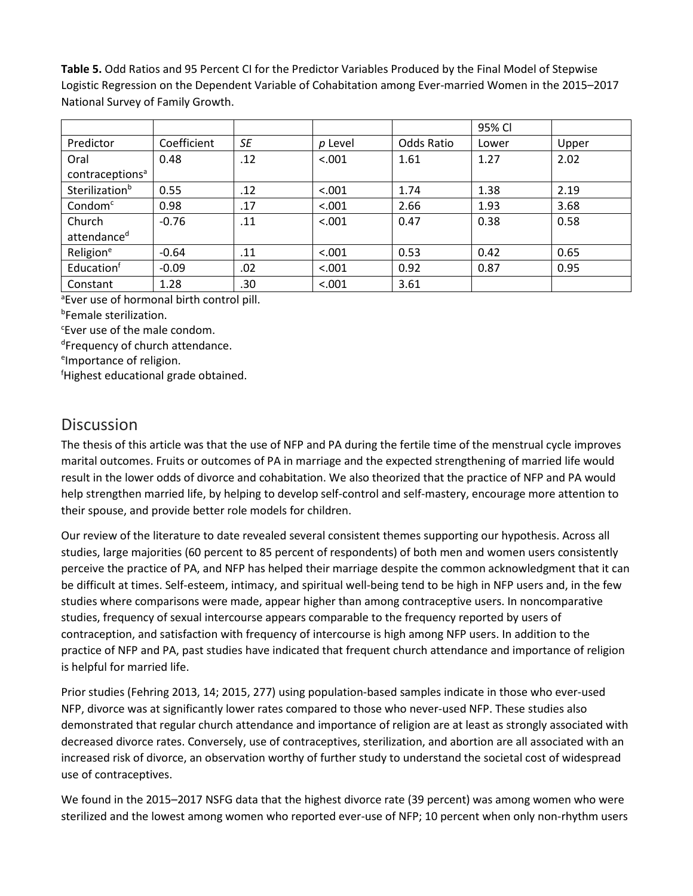**Table 5.** Odd Ratios and 95 Percent CI for the Predictor Variables Produced by the Final Model of Stepwise Logistic Regression on the Dependent Variable of Cohabitation among Ever-married Women in the 2015–2017 National Survey of Family Growth.

| | | | | | 95% CI | |
|---|---|---|---|---|---|---|
| Predictor | Coefficient | *SE* | *p* Level | Odds Ratio | Lower | Upper |
| Oral contraceptions[a] | 0.48 | .12 | <.001 | 1.61 | 1.27 | 2.02 |
| Sterilization[b] | 0.55 | .12 | <.001 | 1.74 | 1.38 | 2.19 |
| Condom[c] | 0.98 | .17 | <.001 | 2.66 | 1.93 | 3.68 |
| Church attendance[d] | -0.76 | .11 | <.001 | 0.47 | 0.38 | 0.58 |
| Religion[e] | -0.64 | .11 | <.001 | 0.53 | 0.42 | 0.65 |
| Education[f] | -0.09 | .02 | <.001 | 0.92 | 0.87 | 0.95 |
| Constant | 1.28 | .30 | <.001 | 3.61 | | |

[a]Ever use of hormonal birth control pill.
[b]Female sterilization.
[c]Ever use of the male condom.
[d]Frequency of church attendance.
[e]Importance of religion.
[f]Highest educational grade obtained.

## Discussion

The thesis of this article was that the use of NFP and PA during the fertile time of the menstrual cycle improves marital outcomes. Fruits or outcomes of PA in marriage and the expected strengthening of married life would result in the lower odds of divorce and cohabitation. We also theorized that the practice of NFP and PA would help strengthen married life, by helping to develop self-control and self-mastery, encourage more attention to their spouse, and provide better role models for children.

Our review of the literature to date revealed several consistent themes supporting our hypothesis. Across all studies, large majorities (60 percent to 85 percent of respondents) of both men and women users consistently perceive the practice of PA, and NFP has helped their marriage despite the common acknowledgment that it can be difficult at times. Self-esteem, intimacy, and spiritual well-being tend to be high in NFP users and, in the few studies where comparisons were made, appear higher than among contraceptive users. In noncomparative studies, frequency of sexual intercourse appears comparable to the frequency reported by users of contraception, and satisfaction with frequency of intercourse is high among NFP users. In addition to the practice of NFP and PA, past studies have indicated that frequent church attendance and importance of religion is helpful for married life.

Prior studies (Fehring 2013, 14; 2015, 277) using population-based samples indicate in those who ever-used NFP, divorce was at significantly lower rates compared to those who never-used NFP. These studies also demonstrated that regular church attendance and importance of religion are at least as strongly associated with decreased divorce rates. Conversely, use of contraceptives, sterilization, and abortion are all associated with an increased risk of divorce, an observation worthy of further study to understand the societal cost of widespread use of contraceptives.

We found in the 2015–2017 NSFG data that the highest divorce rate (39 percent) was among women who were sterilized and the lowest among women who reported ever-use of NFP; 10 percent when only non-rhythm users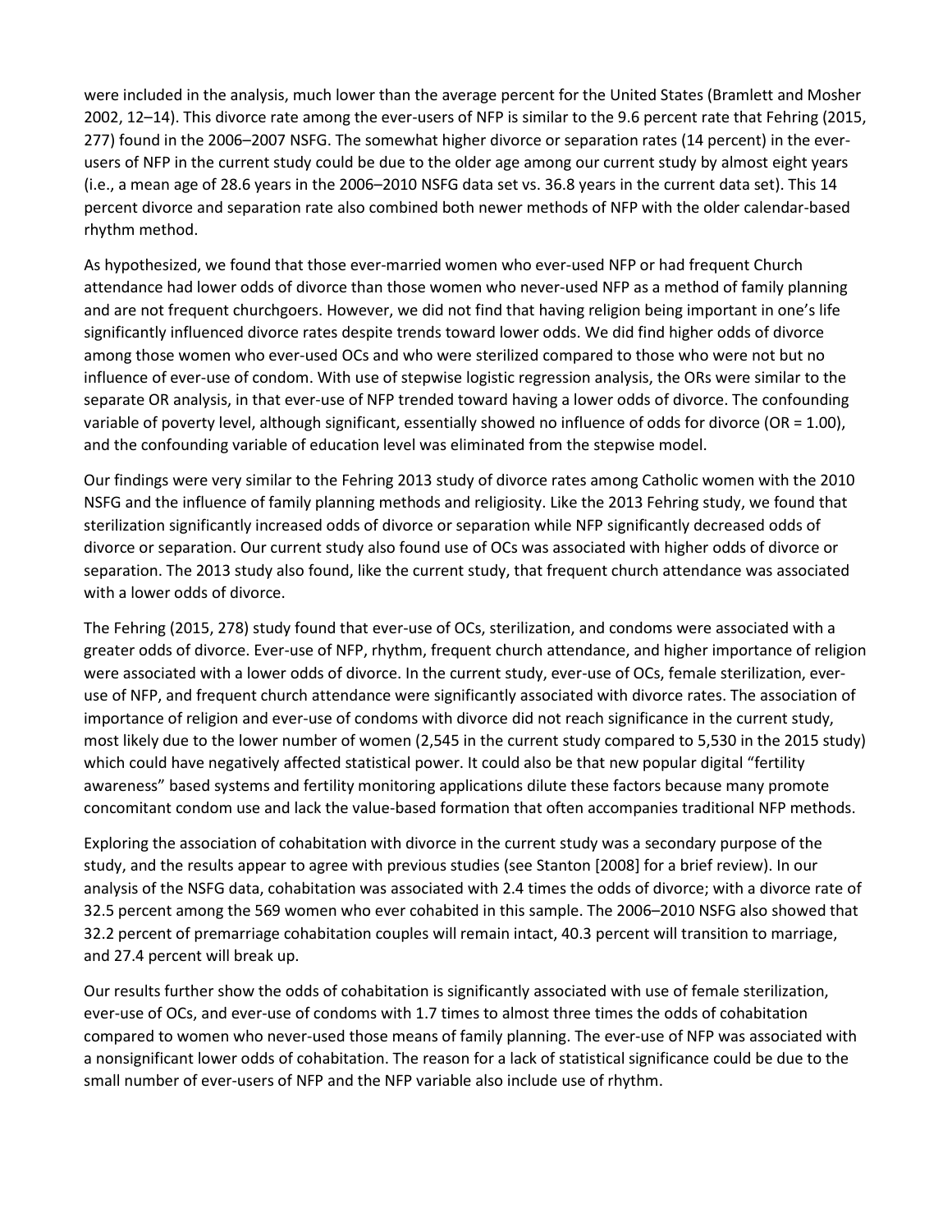were included in the analysis, much lower than the average percent for the United States (Bramlett and Mosher 2002, 12–14). This divorce rate among the ever-users of NFP is similar to the 9.6 percent rate that Fehring (2015, 277) found in the 2006–2007 NSFG. The somewhat higher divorce or separation rates (14 percent) in the ever-users of NFP in the current study could be due to the older age among our current study by almost eight years (i.e., a mean age of 28.6 years in the 2006–2010 NSFG data set vs. 36.8 years in the current data set). This 14 percent divorce and separation rate also combined both newer methods of NFP with the older calendar-based rhythm method.

As hypothesized, we found that those ever-married women who ever-used NFP or had frequent Church attendance had lower odds of divorce than those women who never-used NFP as a method of family planning and are not frequent churchgoers. However, we did not find that having religion being important in one's life significantly influenced divorce rates despite trends toward lower odds. We did find higher odds of divorce among those women who ever-used OCs and who were sterilized compared to those who were not but no influence of ever-use of condom. With use of stepwise logistic regression analysis, the ORs were similar to the separate OR analysis, in that ever-use of NFP trended toward having a lower odds of divorce. The confounding variable of poverty level, although significant, essentially showed no influence of odds for divorce (OR = 1.00), and the confounding variable of education level was eliminated from the stepwise model.

Our findings were very similar to the Fehring 2013 study of divorce rates among Catholic women with the 2010 NSFG and the influence of family planning methods and religiosity. Like the 2013 Fehring study, we found that sterilization significantly increased odds of divorce or separation while NFP significantly decreased odds of divorce or separation. Our current study also found use of OCs was associated with higher odds of divorce or separation. The 2013 study also found, like the current study, that frequent church attendance was associated with a lower odds of divorce.

The Fehring (2015, 278) study found that ever-use of OCs, sterilization, and condoms were associated with a greater odds of divorce. Ever-use of NFP, rhythm, frequent church attendance, and higher importance of religion were associated with a lower odds of divorce. In the current study, ever-use of OCs, female sterilization, ever-use of NFP, and frequent church attendance were significantly associated with divorce rates. The association of importance of religion and ever-use of condoms with divorce did not reach significance in the current study, most likely due to the lower number of women (2,545 in the current study compared to 5,530 in the 2015 study) which could have negatively affected statistical power. It could also be that new popular digital "fertility awareness" based systems and fertility monitoring applications dilute these factors because many promote concomitant condom use and lack the value-based formation that often accompanies traditional NFP methods.

Exploring the association of cohabitation with divorce in the current study was a secondary purpose of the study, and the results appear to agree with previous studies (see Stanton [2008] for a brief review). In our analysis of the NSFG data, cohabitation was associated with 2.4 times the odds of divorce; with a divorce rate of 32.5 percent among the 569 women who ever cohabited in this sample. The 2006–2010 NSFG also showed that 32.2 percent of premarriage cohabitation couples will remain intact, 40.3 percent will transition to marriage, and 27.4 percent will break up.

Our results further show the odds of cohabitation is significantly associated with use of female sterilization, ever-use of OCs, and ever-use of condoms with 1.7 times to almost three times the odds of cohabitation compared to women who never-used those means of family planning. The ever-use of NFP was associated with a nonsignificant lower odds of cohabitation. The reason for a lack of statistical significance could be due to the small number of ever-users of NFP and the NFP variable also include use of rhythm.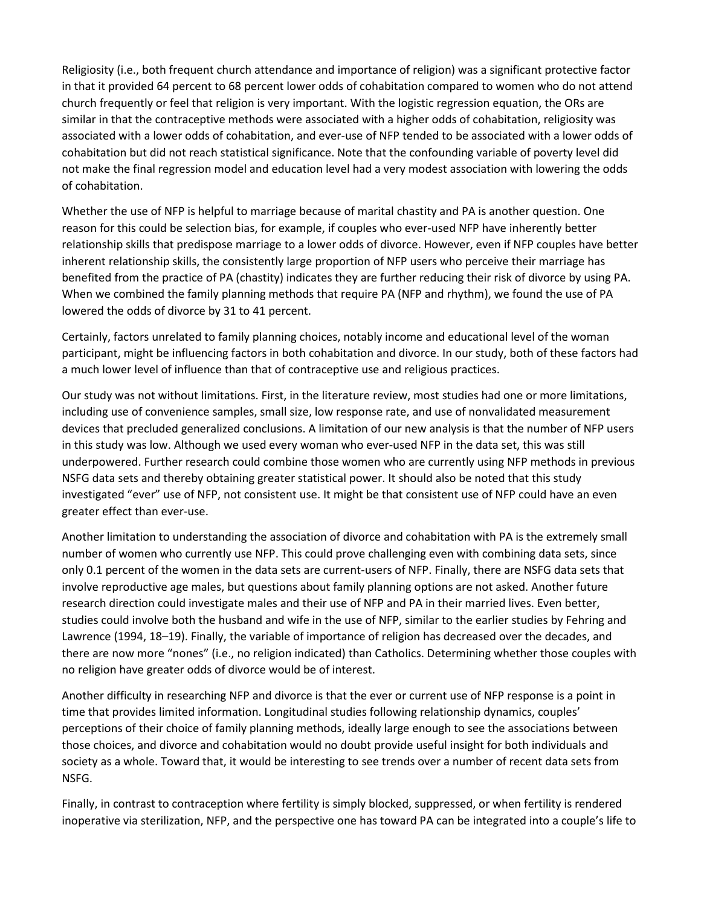Religiosity (i.e., both frequent church attendance and importance of religion) was a significant protective factor in that it provided 64 percent to 68 percent lower odds of cohabitation compared to women who do not attend church frequently or feel that religion is very important. With the logistic regression equation, the ORs are similar in that the contraceptive methods were associated with a higher odds of cohabitation, religiosity was associated with a lower odds of cohabitation, and ever-use of NFP tended to be associated with a lower odds of cohabitation but did not reach statistical significance. Note that the confounding variable of poverty level did not make the final regression model and education level had a very modest association with lowering the odds of cohabitation.

Whether the use of NFP is helpful to marriage because of marital chastity and PA is another question. One reason for this could be selection bias, for example, if couples who ever-used NFP have inherently better relationship skills that predispose marriage to a lower odds of divorce. However, even if NFP couples have better inherent relationship skills, the consistently large proportion of NFP users who perceive their marriage has benefited from the practice of PA (chastity) indicates they are further reducing their risk of divorce by using PA. When we combined the family planning methods that require PA (NFP and rhythm), we found the use of PA lowered the odds of divorce by 31 to 41 percent.

Certainly, factors unrelated to family planning choices, notably income and educational level of the woman participant, might be influencing factors in both cohabitation and divorce. In our study, both of these factors had a much lower level of influence than that of contraceptive use and religious practices.

Our study was not without limitations. First, in the literature review, most studies had one or more limitations, including use of convenience samples, small size, low response rate, and use of nonvalidated measurement devices that precluded generalized conclusions. A limitation of our new analysis is that the number of NFP users in this study was low. Although we used every woman who ever-used NFP in the data set, this was still underpowered. Further research could combine those women who are currently using NFP methods in previous NSFG data sets and thereby obtaining greater statistical power. It should also be noted that this study investigated "ever" use of NFP, not consistent use. It might be that consistent use of NFP could have an even greater effect than ever-use.

Another limitation to understanding the association of divorce and cohabitation with PA is the extremely small number of women who currently use NFP. This could prove challenging even with combining data sets, since only 0.1 percent of the women in the data sets are current-users of NFP. Finally, there are NSFG data sets that involve reproductive age males, but questions about family planning options are not asked. Another future research direction could investigate males and their use of NFP and PA in their married lives. Even better, studies could involve both the husband and wife in the use of NFP, similar to the earlier studies by Fehring and Lawrence (1994, 18–19). Finally, the variable of importance of religion has decreased over the decades, and there are now more "nones" (i.e., no religion indicated) than Catholics. Determining whether those couples with no religion have greater odds of divorce would be of interest.

Another difficulty in researching NFP and divorce is that the ever or current use of NFP response is a point in time that provides limited information. Longitudinal studies following relationship dynamics, couples' perceptions of their choice of family planning methods, ideally large enough to see the associations between those choices, and divorce and cohabitation would no doubt provide useful insight for both individuals and society as a whole. Toward that, it would be interesting to see trends over a number of recent data sets from NSFG.

Finally, in contrast to contraception where fertility is simply blocked, suppressed, or when fertility is rendered inoperative via sterilization, NFP, and the perspective one has toward PA can be integrated into a couple's life to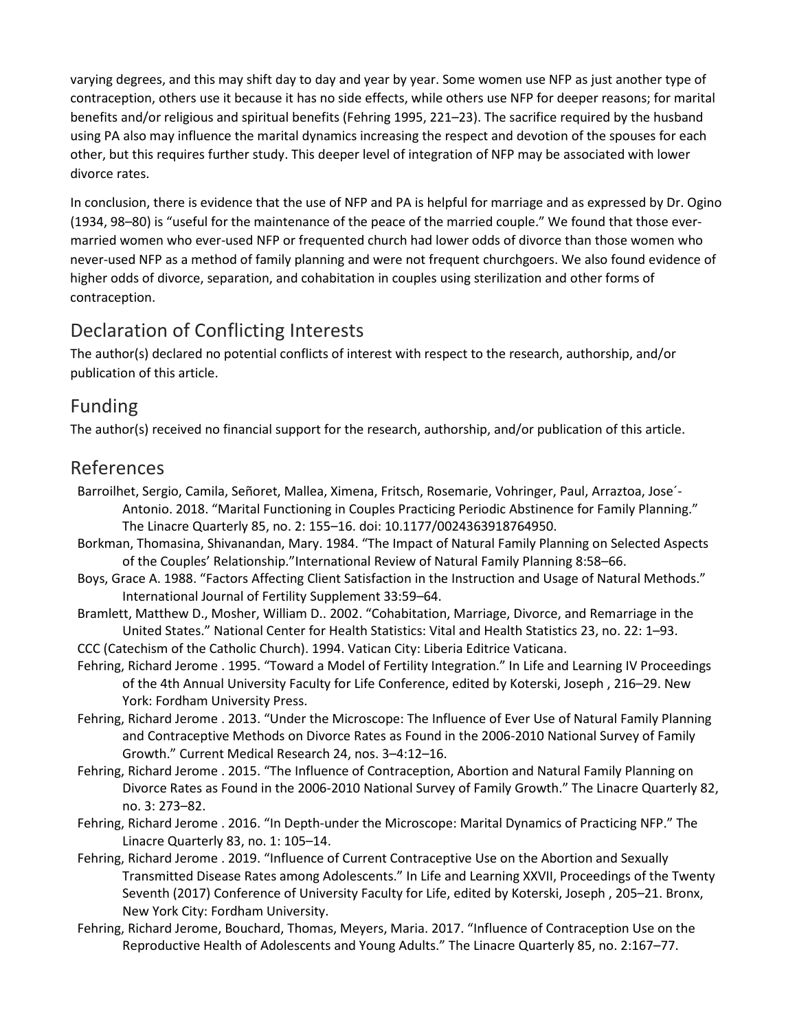varying degrees, and this may shift day to day and year by year. Some women use NFP as just another type of contraception, others use it because it has no side effects, while others use NFP for deeper reasons; for marital benefits and/or religious and spiritual benefits (Fehring 1995, 221–23). The sacrifice required by the husband using PA also may influence the marital dynamics increasing the respect and devotion of the spouses for each other, but this requires further study. This deeper level of integration of NFP may be associated with lower divorce rates.

In conclusion, there is evidence that the use of NFP and PA is helpful for marriage and as expressed by Dr. Ogino (1934, 98–80) is "useful for the maintenance of the peace of the married couple." We found that those ever-married women who ever-used NFP or frequented church had lower odds of divorce than those women who never-used NFP as a method of family planning and were not frequent churchgoers. We also found evidence of higher odds of divorce, separation, and cohabitation in couples using sterilization and other forms of contraception.

## Declaration of Conflicting Interests

The author(s) declared no potential conflicts of interest with respect to the research, authorship, and/or publication of this article.

## Funding

The author(s) received no financial support for the research, authorship, and/or publication of this article.

## References

Barroilhet, Sergio, Camila, Señoret, Mallea, Ximena, Fritsch, Rosemarie, Vohringer, Paul, Arraztoa, Jose´-Antonio. 2018. "Marital Functioning in Couples Practicing Periodic Abstinence for Family Planning." The Linacre Quarterly 85, no. 2: 155–16. doi: 10.1177/0024363918764950.

Borkman, Thomasina, Shivanandan, Mary. 1984. "The Impact of Natural Family Planning on Selected Aspects of the Couples' Relationship."International Review of Natural Family Planning 8:58–66.

Boys, Grace A. 1988. "Factors Affecting Client Satisfaction in the Instruction and Usage of Natural Methods." International Journal of Fertility Supplement 33:59–64.

Bramlett, Matthew D., Mosher, William D.. 2002. "Cohabitation, Marriage, Divorce, and Remarriage in the United States." National Center for Health Statistics: Vital and Health Statistics 23, no. 22: 1–93.

CCC (Catechism of the Catholic Church). 1994. Vatican City: Liberia Editrice Vaticana.

Fehring, Richard Jerome . 1995. "Toward a Model of Fertility Integration." In Life and Learning IV Proceedings of the 4th Annual University Faculty for Life Conference, edited by Koterski, Joseph , 216–29. New York: Fordham University Press.

Fehring, Richard Jerome . 2013. "Under the Microscope: The Influence of Ever Use of Natural Family Planning and Contraceptive Methods on Divorce Rates as Found in the 2006-2010 National Survey of Family Growth." Current Medical Research 24, nos. 3–4:12–16.

Fehring, Richard Jerome . 2015. "The Influence of Contraception, Abortion and Natural Family Planning on Divorce Rates as Found in the 2006-2010 National Survey of Family Growth." The Linacre Quarterly 82, no. 3: 273–82.

Fehring, Richard Jerome . 2016. "In Depth-under the Microscope: Marital Dynamics of Practicing NFP." The Linacre Quarterly 83, no. 1: 105–14.

Fehring, Richard Jerome . 2019. "Influence of Current Contraceptive Use on the Abortion and Sexually Transmitted Disease Rates among Adolescents." In Life and Learning XXVII, Proceedings of the Twenty Seventh (2017) Conference of University Faculty for Life, edited by Koterski, Joseph , 205–21. Bronx, New York City: Fordham University.

Fehring, Richard Jerome, Bouchard, Thomas, Meyers, Maria. 2017. "Influence of Contraception Use on the Reproductive Health of Adolescents and Young Adults." The Linacre Quarterly 85, no. 2:167–77.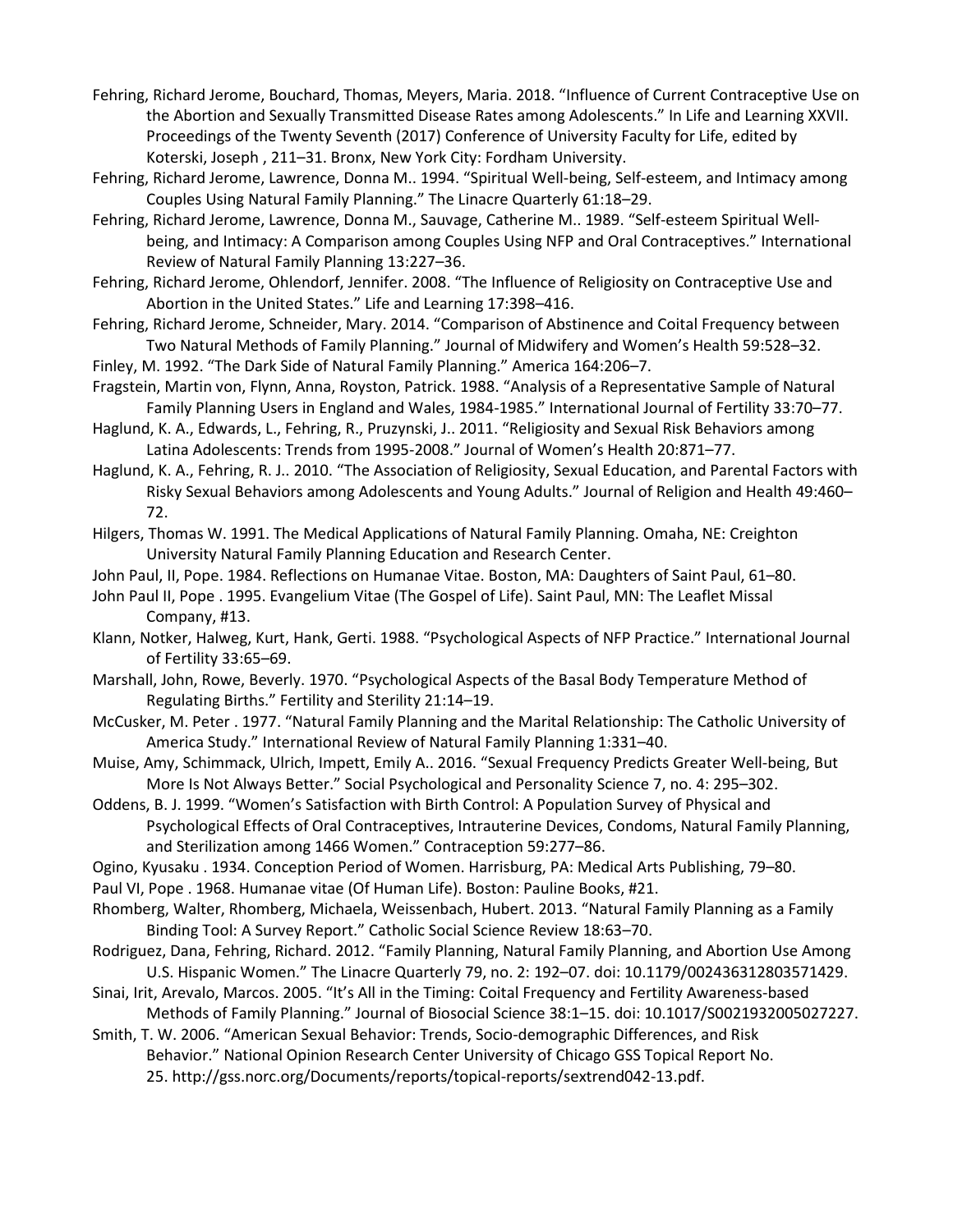Fehring, Richard Jerome, Bouchard, Thomas, Meyers, Maria. 2018. "Influence of Current Contraceptive Use on the Abortion and Sexually Transmitted Disease Rates among Adolescents." In Life and Learning XXVII. Proceedings of the Twenty Seventh (2017) Conference of University Faculty for Life, edited by Koterski, Joseph , 211–31. Bronx, New York City: Fordham University.

Fehring, Richard Jerome, Lawrence, Donna M.. 1994. "Spiritual Well-being, Self-esteem, and Intimacy among Couples Using Natural Family Planning." The Linacre Quarterly 61:18–29.

Fehring, Richard Jerome, Lawrence, Donna M., Sauvage, Catherine M.. 1989. "Self-esteem Spiritual Well-being, and Intimacy: A Comparison among Couples Using NFP and Oral Contraceptives." International Review of Natural Family Planning 13:227–36.

Fehring, Richard Jerome, Ohlendorf, Jennifer. 2008. "The Influence of Religiosity on Contraceptive Use and Abortion in the United States." Life and Learning 17:398–416.

Fehring, Richard Jerome, Schneider, Mary. 2014. "Comparison of Abstinence and Coital Frequency between Two Natural Methods of Family Planning." Journal of Midwifery and Women's Health 59:528–32.

Finley, M. 1992. "The Dark Side of Natural Family Planning." America 164:206–7.

Fragstein, Martin von, Flynn, Anna, Royston, Patrick. 1988. "Analysis of a Representative Sample of Natural Family Planning Users in England and Wales, 1984-1985." International Journal of Fertility 33:70–77.

Haglund, K. A., Edwards, L., Fehring, R., Pruzynski, J.. 2011. "Religiosity and Sexual Risk Behaviors among Latina Adolescents: Trends from 1995-2008." Journal of Women's Health 20:871–77.

Haglund, K. A., Fehring, R. J.. 2010. "The Association of Religiosity, Sexual Education, and Parental Factors with Risky Sexual Behaviors among Adolescents and Young Adults." Journal of Religion and Health 49:460–72.

Hilgers, Thomas W. 1991. The Medical Applications of Natural Family Planning. Omaha, NE: Creighton University Natural Family Planning Education and Research Center.

John Paul, II, Pope. 1984. Reflections on Humanae Vitae. Boston, MA: Daughters of Saint Paul, 61–80.

John Paul II, Pope . 1995. Evangelium Vitae (The Gospel of Life). Saint Paul, MN: The Leaflet Missal Company, #13.

Klann, Notker, Halweg, Kurt, Hank, Gerti. 1988. "Psychological Aspects of NFP Practice." International Journal of Fertility 33:65–69.

Marshall, John, Rowe, Beverly. 1970. "Psychological Aspects of the Basal Body Temperature Method of Regulating Births." Fertility and Sterility 21:14–19.

McCusker, M. Peter . 1977. "Natural Family Planning and the Marital Relationship: The Catholic University of America Study." International Review of Natural Family Planning 1:331–40.

Muise, Amy, Schimmack, Ulrich, Impett, Emily A.. 2016. "Sexual Frequency Predicts Greater Well-being, But More Is Not Always Better." Social Psychological and Personality Science 7, no. 4: 295–302.

Oddens, B. J. 1999. "Women's Satisfaction with Birth Control: A Population Survey of Physical and Psychological Effects of Oral Contraceptives, Intrauterine Devices, Condoms, Natural Family Planning, and Sterilization among 1466 Women." Contraception 59:277–86.

Ogino, Kyusaku . 1934. Conception Period of Women. Harrisburg, PA: Medical Arts Publishing, 79–80.

Paul VI, Pope . 1968. Humanae vitae (Of Human Life). Boston: Pauline Books, #21.

Rhomberg, Walter, Rhomberg, Michaela, Weissenbach, Hubert. 2013. "Natural Family Planning as a Family Binding Tool: A Survey Report." Catholic Social Science Review 18:63–70.

Rodriguez, Dana, Fehring, Richard. 2012. "Family Planning, Natural Family Planning, and Abortion Use Among U.S. Hispanic Women." The Linacre Quarterly 79, no. 2: 192–07. doi: 10.1179/002436312803571429.

Sinai, Irit, Arevalo, Marcos. 2005. "It's All in the Timing: Coital Frequency and Fertility Awareness-based Methods of Family Planning." Journal of Biosocial Science 38:1–15. doi: 10.1017/S0021932005027227.

Smith, T. W. 2006. "American Sexual Behavior: Trends, Socio-demographic Differences, and Risk Behavior." National Opinion Research Center University of Chicago GSS Topical Report No. 25. http://gss.norc.org/Documents/reports/topical-reports/sextrend042-13.pdf.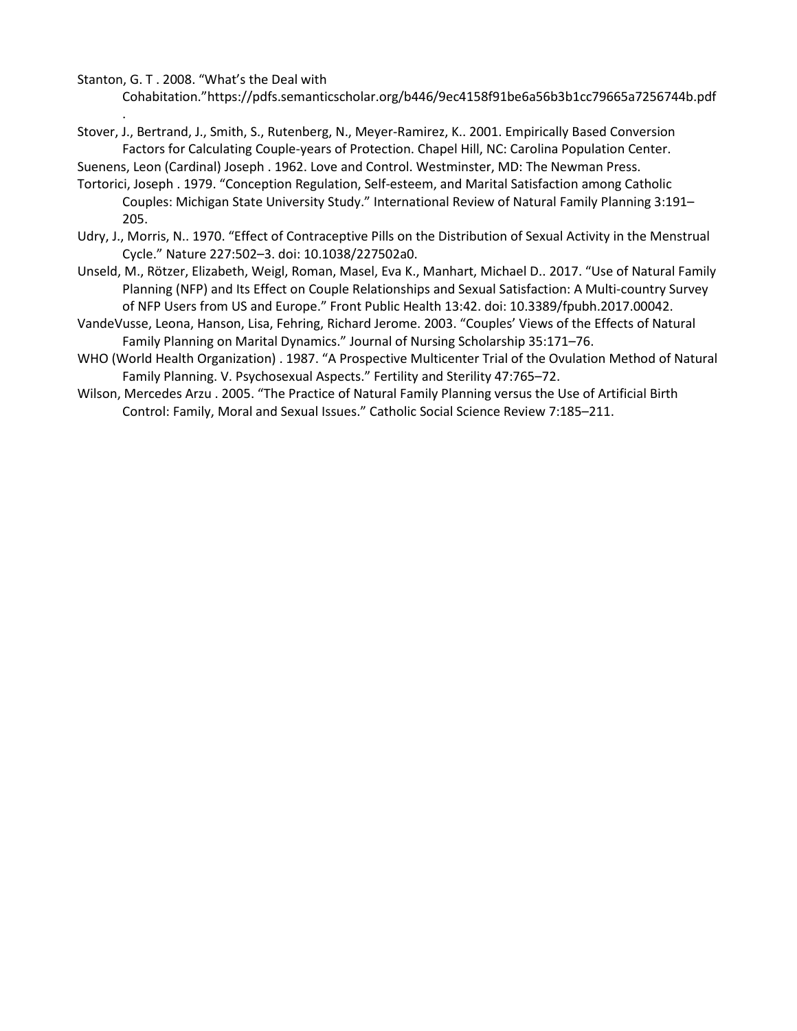Stanton, G. T . 2008. "What's the Deal with Cohabitation."https://pdfs.semanticscholar.org/b446/9ec4158f91be6a56b3b1cc79665a7256744b.pdf .

Stover, J., Bertrand, J., Smith, S., Rutenberg, N., Meyer-Ramirez, K.. 2001. Empirically Based Conversion Factors for Calculating Couple-years of Protection. Chapel Hill, NC: Carolina Population Center.

Suenens, Leon (Cardinal) Joseph . 1962. Love and Control. Westminster, MD: The Newman Press.

Tortorici, Joseph . 1979. "Conception Regulation, Self-esteem, and Marital Satisfaction among Catholic Couples: Michigan State University Study." International Review of Natural Family Planning 3:191–205.

Udry, J., Morris, N.. 1970. "Effect of Contraceptive Pills on the Distribution of Sexual Activity in the Menstrual Cycle." Nature 227:502–3. doi: 10.1038/227502a0.

Unseld, M., Rötzer, Elizabeth, Weigl, Roman, Masel, Eva K., Manhart, Michael D.. 2017. "Use of Natural Family Planning (NFP) and Its Effect on Couple Relationships and Sexual Satisfaction: A Multi-country Survey of NFP Users from US and Europe." Front Public Health 13:42. doi: 10.3389/fpubh.2017.00042.

VandeVusse, Leona, Hanson, Lisa, Fehring, Richard Jerome. 2003. "Couples' Views of the Effects of Natural Family Planning on Marital Dynamics." Journal of Nursing Scholarship 35:171–76.

WHO (World Health Organization) . 1987. "A Prospective Multicenter Trial of the Ovulation Method of Natural Family Planning. V. Psychosexual Aspects." Fertility and Sterility 47:765–72.

Wilson, Mercedes Arzu . 2005. "The Practice of Natural Family Planning versus the Use of Artificial Birth Control: Family, Moral and Sexual Issues." Catholic Social Science Review 7:185–211.